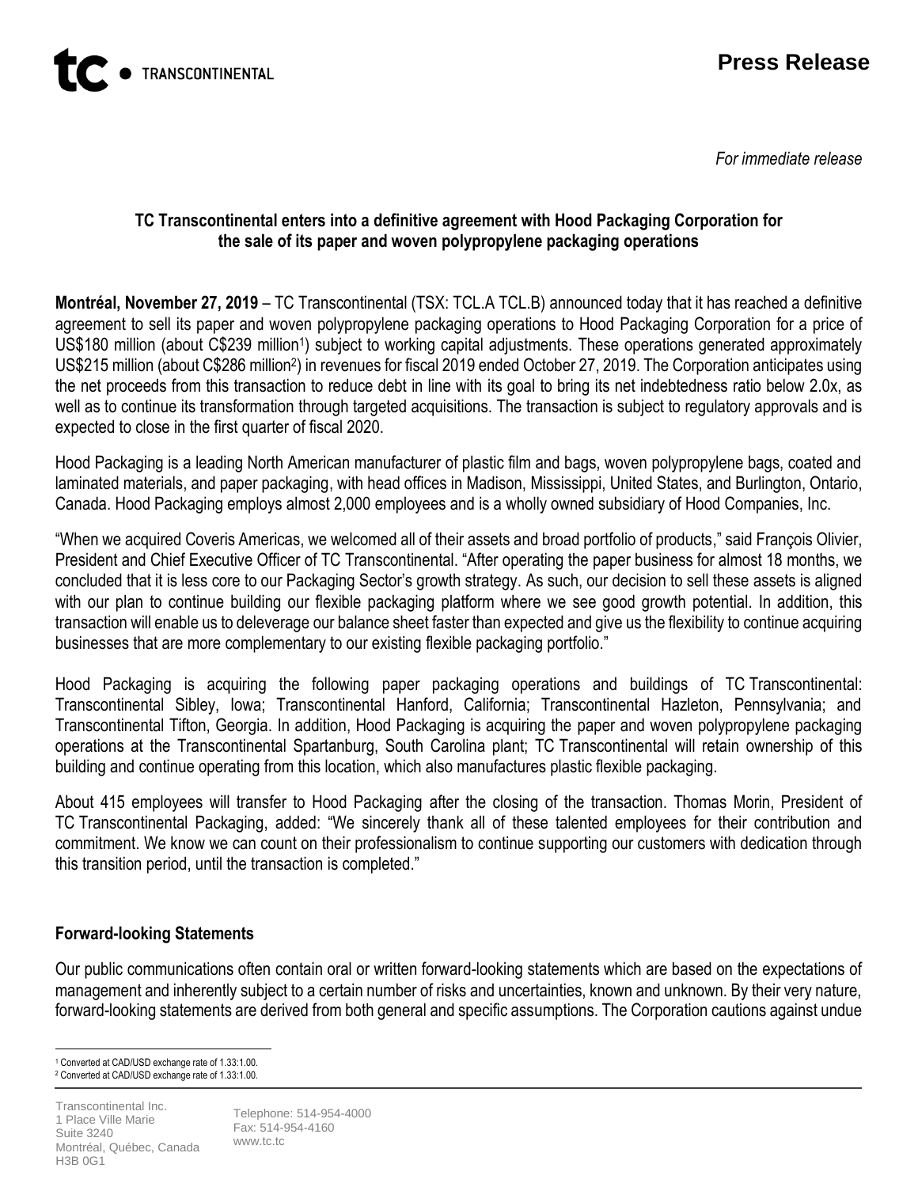TRANSCONTINENTAL

# Press Release

*For immediate release*

## TC Transcontinental enters into a definitive agreement with Hood Packaging Corporation for the sale of its paper and woven polypropylene packaging operations

**Montréal, November 27, 2019** – TC Transcontinental (TSX: TCL.A TCL.B) announced today that it has reached a definitive agreement to sell its paper and woven polypropylene packaging operations to Hood Packaging Corporation for a price of US$180 million (about C$239 million[1]) subject to working capital adjustments. These operations generated approximately US$215 million (about C$286 million[2]) in revenues for fiscal 2019 ended October 27, 2019. The Corporation anticipates using the net proceeds from this transaction to reduce debt in line with its goal to bring its net indebtedness ratio below 2.0x, as well as to continue its transformation through targeted acquisitions. The transaction is subject to regulatory approvals and is expected to close in the first quarter of fiscal 2020.

Hood Packaging is a leading North American manufacturer of plastic film and bags, woven polypropylene bags, coated and laminated materials, and paper packaging, with head offices in Madison, Mississippi, United States, and Burlington, Ontario, Canada. Hood Packaging employs almost 2,000 employees and is a wholly owned subsidiary of Hood Companies, Inc.

"When we acquired Coveris Americas, we welcomed all of their assets and broad portfolio of products," said François Olivier, President and Chief Executive Officer of TC Transcontinental. "After operating the paper business for almost 18 months, we concluded that it is less core to our Packaging Sector's growth strategy. As such, our decision to sell these assets is aligned with our plan to continue building our flexible packaging platform where we see good growth potential. In addition, this transaction will enable us to deleverage our balance sheet faster than expected and give us the flexibility to continue acquiring businesses that are more complementary to our existing flexible packaging portfolio."

Hood Packaging is acquiring the following paper packaging operations and buildings of TC Transcontinental: Transcontinental Sibley, Iowa; Transcontinental Hanford, California; Transcontinental Hazleton, Pennsylvania; and Transcontinental Tifton, Georgia. In addition, Hood Packaging is acquiring the paper and woven polypropylene packaging operations at the Transcontinental Spartanburg, South Carolina plant; TC Transcontinental will retain ownership of this building and continue operating from this location, which also manufactures plastic flexible packaging.

About 415 employees will transfer to Hood Packaging after the closing of the transaction. Thomas Morin, President of TC Transcontinental Packaging, added: "We sincerely thank all of these talented employees for their contribution and commitment. We know we can count on their professionalism to continue supporting our customers with dedication through this transition period, until the transaction is completed."

### Forward-looking Statements

Our public communications often contain oral or written forward-looking statements which are based on the expectations of management and inherently subject to a certain number of risks and uncertainties, known and unknown. By their very nature, forward-looking statements are derived from both general and specific assumptions. The Corporation cautions against undue

[1] Converted at CAD/USD exchange rate of 1.33:1.00.
[2] Converted at CAD/USD exchange rate of 1.33:1.00.

Transcontinental Inc.
1 Place Ville Marie
Suite 3240
Montréal, Québec, Canada
H3B 0G1

Telephone: 514-954-4000
Fax: 514-954-4160
www.tc.tc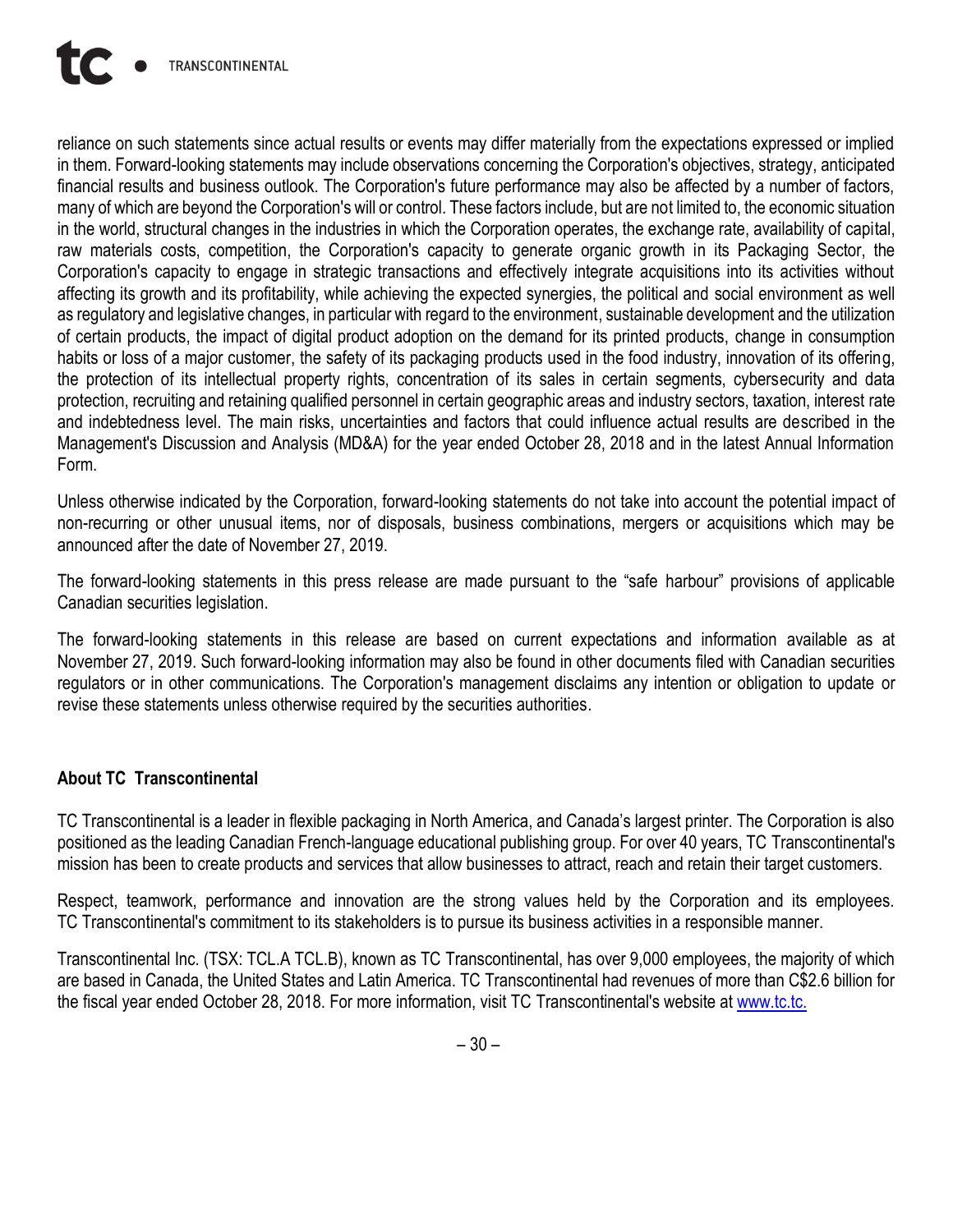reliance on such statements since actual results or events may differ materially from the expectations expressed or implied in them. Forward-looking statements may include observations concerning the Corporation's objectives, strategy, anticipated financial results and business outlook. The Corporation's future performance may also be affected by a number of factors, many of which are beyond the Corporation's will or control. These factors include, but are not limited to, the economic situation in the world, structural changes in the industries in which the Corporation operates, the exchange rate, availability of capital, raw materials costs, competition, the Corporation's capacity to generate organic growth in its Packaging Sector, the Corporation's capacity to engage in strategic transactions and effectively integrate acquisitions into its activities without affecting its growth and its profitability, while achieving the expected synergies, the political and social environment as well as regulatory and legislative changes, in particular with regard to the environment, sustainable development and the utilization of certain products, the impact of digital product adoption on the demand for its printed products, change in consumption habits or loss of a major customer, the safety of its packaging products used in the food industry, innovation of its offering, the protection of its intellectual property rights, concentration of its sales in certain segments, cybersecurity and data protection, recruiting and retaining qualified personnel in certain geographic areas and industry sectors, taxation, interest rate and indebtedness level. The main risks, uncertainties and factors that could influence actual results are described in the Management's Discussion and Analysis (MD&A) for the year ended October 28, 2018 and in the latest Annual Information Form.

Unless otherwise indicated by the Corporation, forward-looking statements do not take into account the potential impact of non-recurring or other unusual items, nor of disposals, business combinations, mergers or acquisitions which may be announced after the date of November 27, 2019.

The forward-looking statements in this press release are made pursuant to the "safe harbour" provisions of applicable Canadian securities legislation.

The forward-looking statements in this release are based on current expectations and information available as at November 27, 2019. Such forward-looking information may also be found in other documents filed with Canadian securities regulators or in other communications. The Corporation's management disclaims any intention or obligation to update or revise these statements unless otherwise required by the securities authorities.

**About TC Transcontinental**

TC Transcontinental is a leader in flexible packaging in North America, and Canada's largest printer. The Corporation is also positioned as the leading Canadian French-language educational publishing group. For over 40 years, TC Transcontinental's mission has been to create products and services that allow businesses to attract, reach and retain their target customers.

Respect, teamwork, performance and innovation are the strong values held by the Corporation and its employees. TC Transcontinental's commitment to its stakeholders is to pursue its business activities in a responsible manner.

Transcontinental Inc. (TSX: TCL.A TCL.B), known as TC Transcontinental, has over 9,000 employees, the majority of which are based in Canada, the United States and Latin America. TC Transcontinental had revenues of more than C$2.6 billion for the fiscal year ended October 28, 2018. For more information, visit TC Transcontinental's website at www.tc.tc.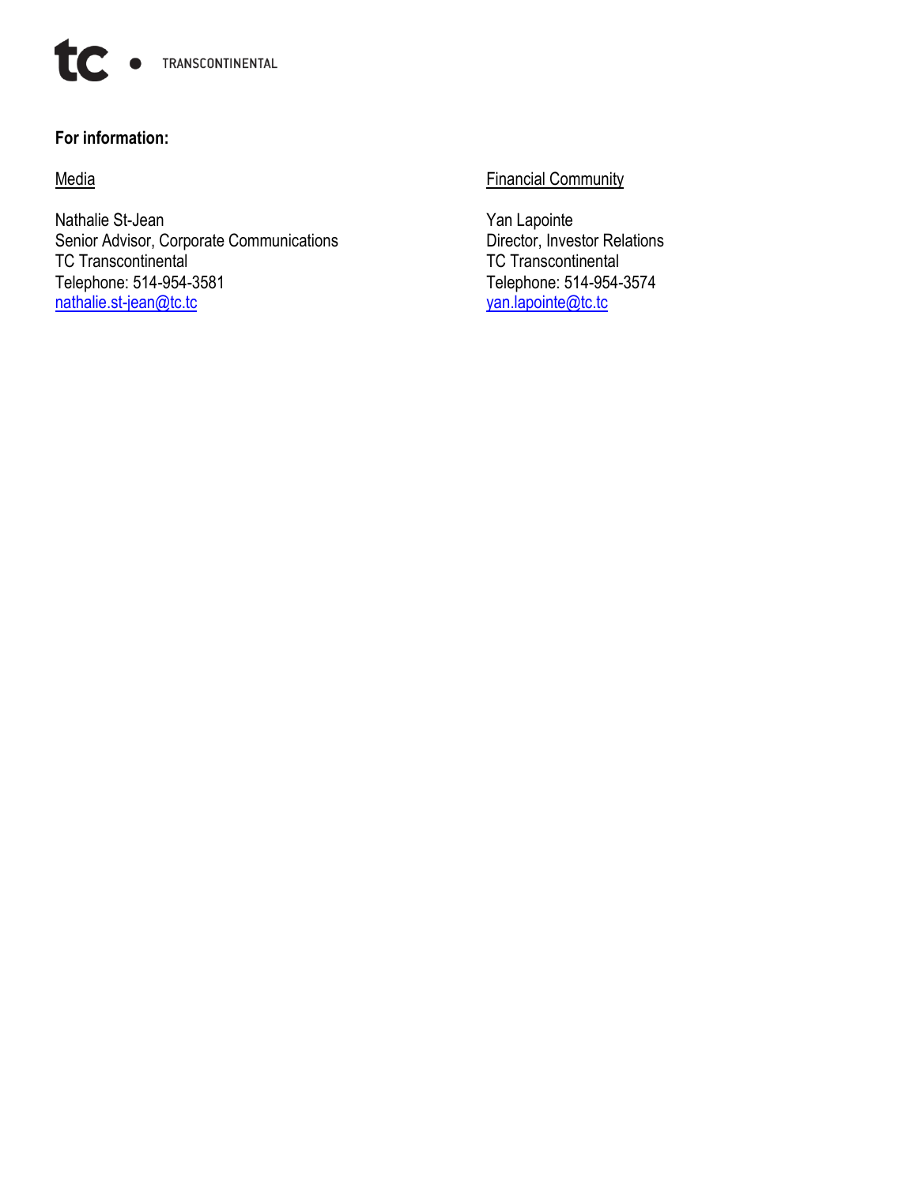**For information:**

Media

Nathalie St-Jean
Senior Advisor, Corporate Communications
TC Transcontinental
Telephone: 514-954-3581
nathalie.st-jean@tc.tc

Financial Community

Yan Lapointe
Director, Investor Relations
TC Transcontinental
Telephone: 514-954-3574
yan.lapointe@tc.tc